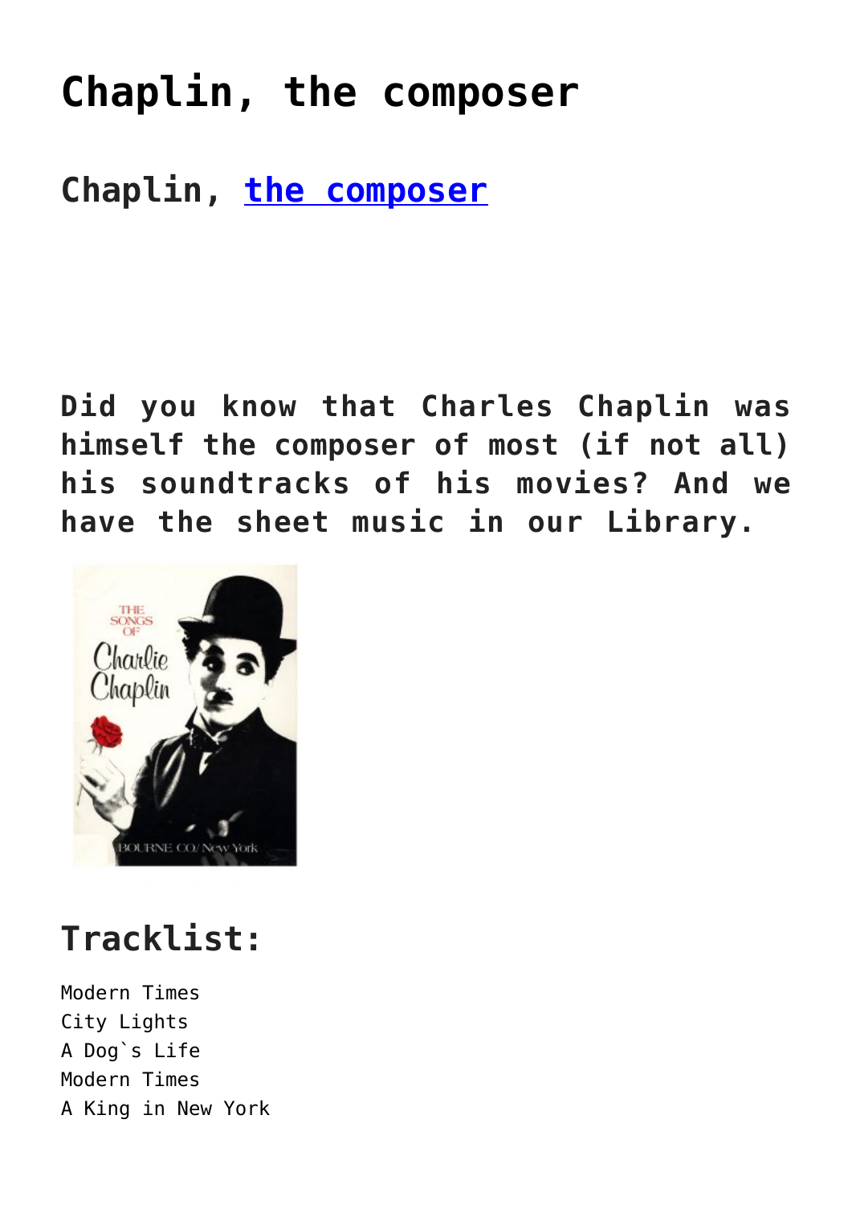# Chaplin, the composer

## Chaplin, [the composer]

**Did you know that Charles Chaplin was himself the composer of most (if not all) his soundtracks of his movies? And we have the sheet music in our Library.**

## Tracklist:

```
Modern Times
City Lights
A Dog`s Life
Modern Times
A King in New York
```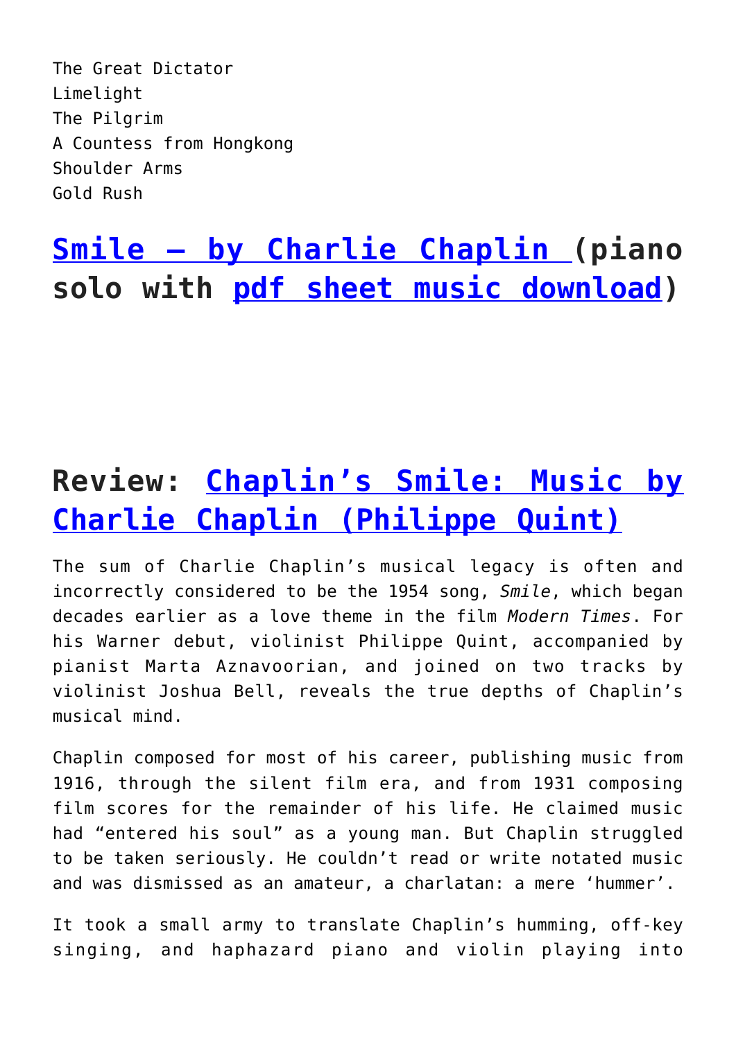The Great Dictator
Limelight
The Pilgrim
A Countess from Hongkong
Shoulder Arms
Gold Rush

## Smile – by Charlie Chaplin (piano solo with pdf sheet music download)

## Review: Chaplin's Smile: Music by Charlie Chaplin (Philippe Quint)

The sum of Charlie Chaplin's musical legacy is often and incorrectly considered to be the 1954 song, *Smile*, which began decades earlier as a love theme in the film *Modern Times*. For his Warner debut, violinist Philippe Quint, accompanied by pianist Marta Aznavoorian, and joined on two tracks by violinist Joshua Bell, reveals the true depths of Chaplin's musical mind.

Chaplin composed for most of his career, publishing music from 1916, through the silent film era, and from 1931 composing film scores for the remainder of his life. He claimed music had "entered his soul" as a young man. But Chaplin struggled to be taken seriously. He couldn't read or write notated music and was dismissed as an amateur, a charlatan: a mere 'hummer'.

It took a small army to translate Chaplin's humming, off-key singing, and haphazard piano and violin playing into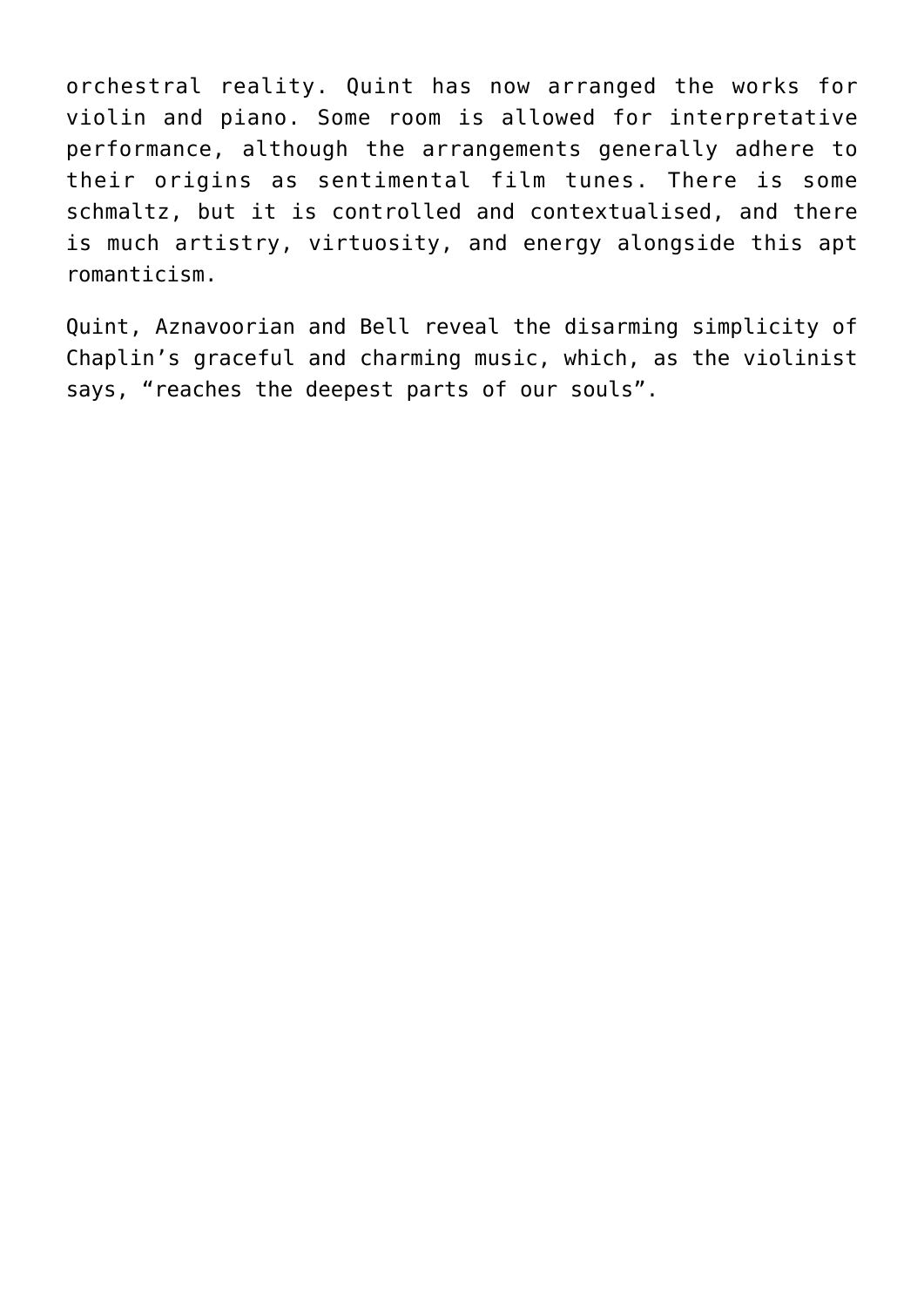orchestral reality. Quint has now arranged the works for violin and piano. Some room is allowed for interpretative performance, although the arrangements generally adhere to their origins as sentimental film tunes. There is some schmaltz, but it is controlled and contextualised, and there is much artistry, virtuosity, and energy alongside this apt romanticism.

Quint, Aznavoorian and Bell reveal the disarming simplicity of Chaplin's graceful and charming music, which, as the violinist says, "reaches the deepest parts of our souls".